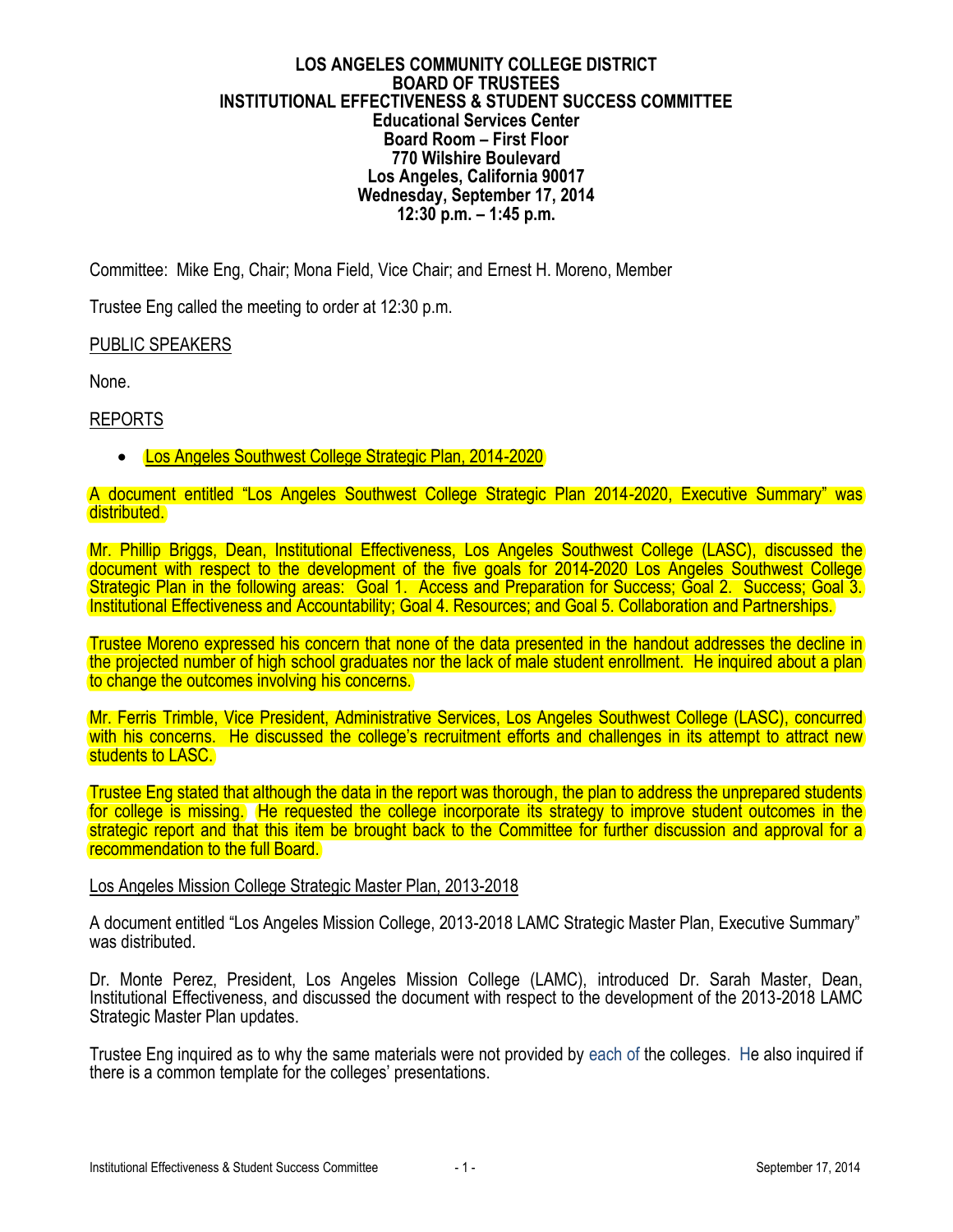**LOS ANGELES COMMUNITY COLLEGE DISTRICT**
**BOARD OF TRUSTEES**
**INSTITUTIONAL EFFECTIVENESS & STUDENT SUCCESS COMMITTEE**
**Educational Services Center**
**Board Room – First Floor**
**770 Wilshire Boulevard**
**Los Angeles, California 90017**
**Wednesday, September 17, 2014**
**12:30 p.m. – 1:45 p.m.**

Committee: Mike Eng, Chair; Mona Field, Vice Chair; and Ernest H. Moreno, Member

Trustee Eng called the meeting to order at 12:30 p.m.

PUBLIC SPEAKERS

None.

REPORTS

- Los Angeles Southwest College Strategic Plan, 2014-2020

A document entitled "Los Angeles Southwest College Strategic Plan 2014-2020, Executive Summary" was distributed.

Mr. Phillip Briggs, Dean, Institutional Effectiveness, Los Angeles Southwest College (LASC), discussed the document with respect to the development of the five goals for 2014-2020 Los Angeles Southwest College Strategic Plan in the following areas: Goal 1. Access and Preparation for Success; Goal 2. Success; Goal 3. Institutional Effectiveness and Accountability; Goal 4. Resources; and Goal 5. Collaboration and Partnerships.

Trustee Moreno expressed his concern that none of the data presented in the handout addresses the decline in the projected number of high school graduates nor the lack of male student enrollment. He inquired about a plan to change the outcomes involving his concerns.

Mr. Ferris Trimble, Vice President, Administrative Services, Los Angeles Southwest College (LASC), concurred with his concerns. He discussed the college's recruitment efforts and challenges in its attempt to attract new students to LASC.

Trustee Eng stated that although the data in the report was thorough, the plan to address the unprepared students for college is missing. He requested the college incorporate its strategy to improve student outcomes in the strategic report and that this item be brought back to the Committee for further discussion and approval for a recommendation to the full Board.

Los Angeles Mission College Strategic Master Plan, 2013-2018

A document entitled "Los Angeles Mission College, 2013-2018 LAMC Strategic Master Plan, Executive Summary" was distributed.

Dr. Monte Perez, President, Los Angeles Mission College (LAMC), introduced Dr. Sarah Master, Dean, Institutional Effectiveness, and discussed the document with respect to the development of the 2013-2018 LAMC Strategic Master Plan updates.

Trustee Eng inquired as to why the same materials were not provided by each of the colleges. He also inquired if there is a common template for the colleges' presentations.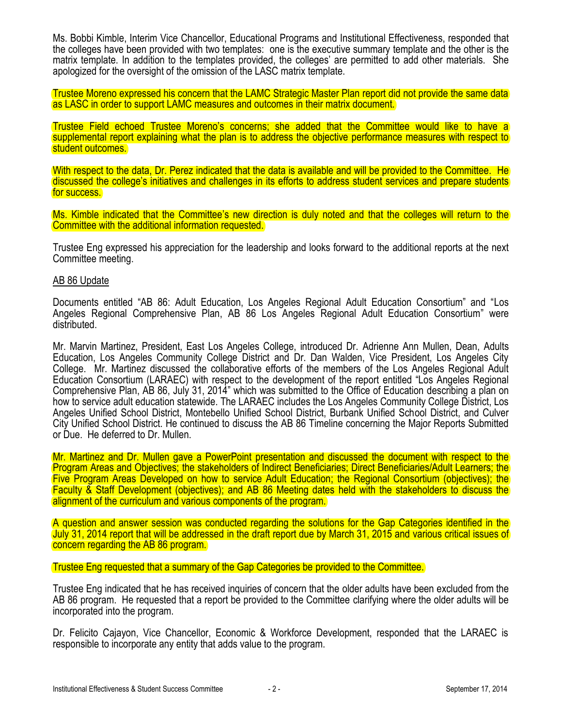Ms. Bobbi Kimble, Interim Vice Chancellor, Educational Programs and Institutional Effectiveness, responded that the colleges have been provided with two templates: one is the executive summary template and the other is the matrix template. In addition to the templates provided, the colleges' are permitted to add other materials. She apologized for the oversight of the omission of the LASC matrix template.

Trustee Moreno expressed his concern that the LAMC Strategic Master Plan report did not provide the same data as LASC in order to support LAMC measures and outcomes in their matrix document.

Trustee Field echoed Trustee Moreno's concerns; she added that the Committee would like to have a supplemental report explaining what the plan is to address the objective performance measures with respect to student outcomes.

With respect to the data, Dr. Perez indicated that the data is available and will be provided to the Committee. He discussed the college's initiatives and challenges in its efforts to address student services and prepare students for success.

Ms. Kimble indicated that the Committee's new direction is duly noted and that the colleges will return to the Committee with the additional information requested.

Trustee Eng expressed his appreciation for the leadership and looks forward to the additional reports at the next Committee meeting.

<u>AB 86 Update</u>

Documents entitled "AB 86: Adult Education, Los Angeles Regional Adult Education Consortium" and "Los Angeles Regional Comprehensive Plan, AB 86 Los Angeles Regional Adult Education Consortium" were distributed.

Mr. Marvin Martinez, President, East Los Angeles College, introduced Dr. Adrienne Ann Mullen, Dean, Adults Education, Los Angeles Community College District and Dr. Dan Walden, Vice President, Los Angeles City College. Mr. Martinez discussed the collaborative efforts of the members of the Los Angeles Regional Adult Education Consortium (LARAEC) with respect to the development of the report entitled "Los Angeles Regional Comprehensive Plan, AB 86, July 31, 2014" which was submitted to the Office of Education describing a plan on how to service adult education statewide. The LARAEC includes the Los Angeles Community College District, Los Angeles Unified School District, Montebello Unified School District, Burbank Unified School District, and Culver City Unified School District. He continued to discuss the AB 86 Timeline concerning the Major Reports Submitted or Due. He deferred to Dr. Mullen.

Mr. Martinez and Dr. Mullen gave a PowerPoint presentation and discussed the document with respect to the Program Areas and Objectives; the stakeholders of Indirect Beneficiaries; Direct Beneficiaries/Adult Learners; the Five Program Areas Developed on how to service Adult Education; the Regional Consortium (objectives); the Faculty & Staff Development (objectives); and AB 86 Meeting dates held with the stakeholders to discuss the alignment of the curriculum and various components of the program.

A question and answer session was conducted regarding the solutions for the Gap Categories identified in the July 31, 2014 report that will be addressed in the draft report due by March 31, 2015 and various critical issues of concern regarding the AB 86 program.

Trustee Eng requested that a summary of the Gap Categories be provided to the Committee.

Trustee Eng indicated that he has received inquiries of concern that the older adults have been excluded from the AB 86 program. He requested that a report be provided to the Committee clarifying where the older adults will be incorporated into the program.

Dr. Felicito Cajayon, Vice Chancellor, Economic & Workforce Development, responded that the LARAEC is responsible to incorporate any entity that adds value to the program.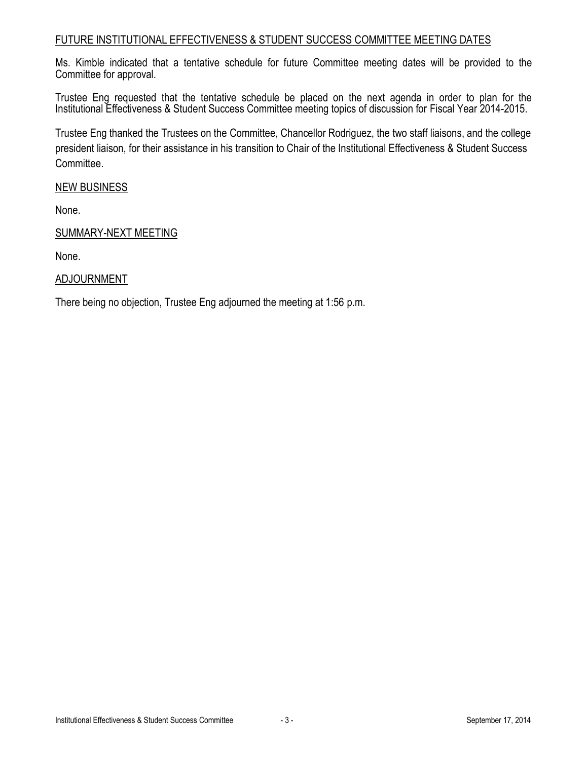FUTURE INSTITUTIONAL EFFECTIVENESS & STUDENT SUCCESS COMMITTEE MEETING DATES

Ms. Kimble indicated that a tentative schedule for future Committee meeting dates will be provided to the Committee for approval.

Trustee Eng requested that the tentative schedule be placed on the next agenda in order to plan for the Institutional Effectiveness & Student Success Committee meeting topics of discussion for Fiscal Year 2014-2015.

Trustee Eng thanked the Trustees on the Committee, Chancellor Rodriguez, the two staff liaisons, and the college president liaison, for their assistance in his transition to Chair of the Institutional Effectiveness & Student Success Committee.

NEW BUSINESS

None.

SUMMARY-NEXT MEETING

None.

ADJOURNMENT

There being no objection, Trustee Eng adjourned the meeting at 1:56 p.m.